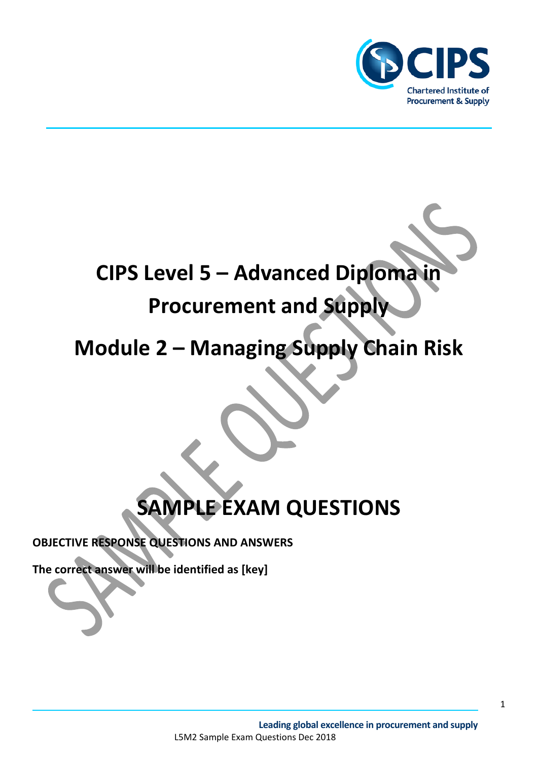# CIPS Level 5 – Advanced Diploma in Procurement and Supply

# Module 2 – Managing Supply Chain Risk

# SAMPLE EXAM QUESTIONS

**OBJECTIVE RESPONSE QUESTIONS AND ANSWERS**

**The correct answer will be identified as [key]**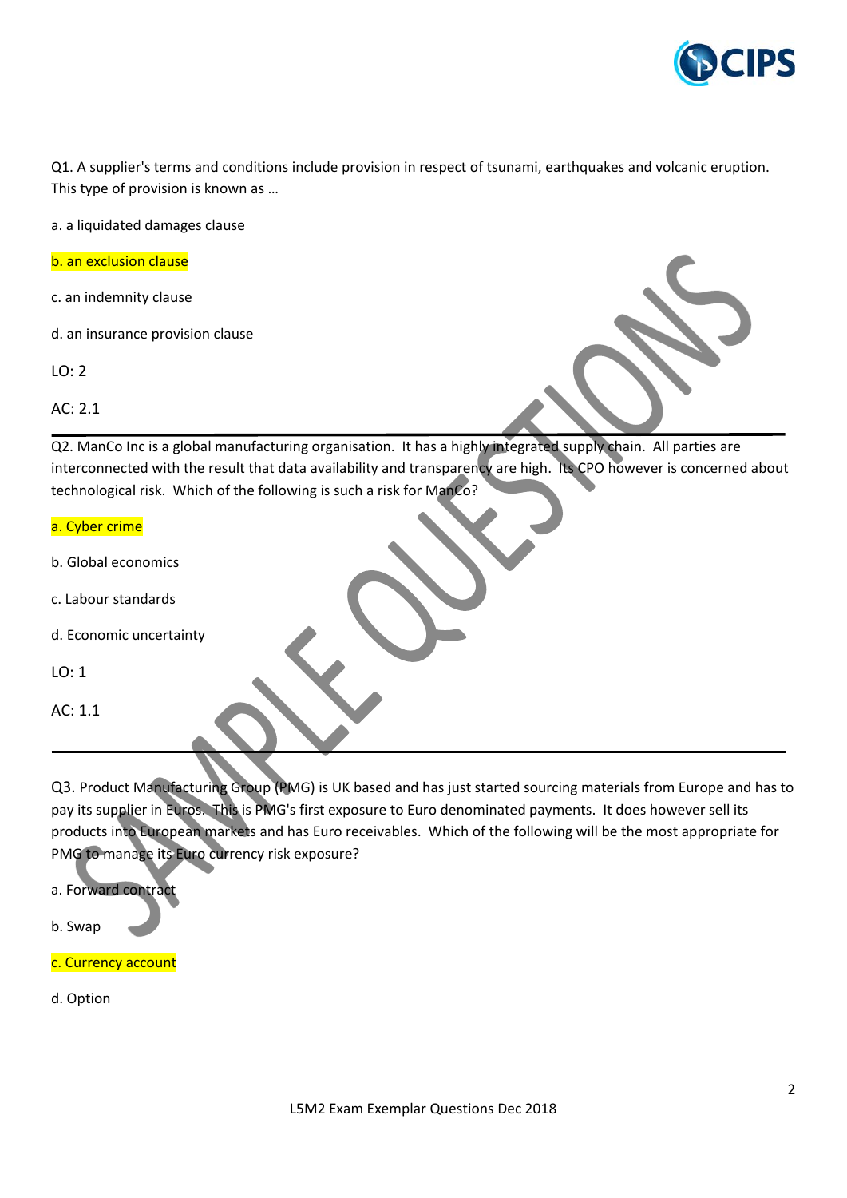Q1. A supplier's terms and conditions include provision in respect of tsunami, earthquakes and volcanic eruption. This type of provision is known as …

a. a liquidated damages clause

b. an exclusion clause

c. an indemnity clause

d. an insurance provision clause

LO: 2

AC: 2.1

---

Q2. ManCo Inc is a global manufacturing organisation. It has a highly integrated supply chain. All parties are interconnected with the result that data availability and transparency are high. Its CPO however is concerned about technological risk. Which of the following is such a risk for ManCo?

a. Cyber crime

b. Global economics

c. Labour standards

d. Economic uncertainty

LO: 1

AC: 1.1

---

Q3. Product Manufacturing Group (PMG) is UK based and has just started sourcing materials from Europe and has to pay its supplier in Euros. This is PMG's first exposure to Euro denominated payments. It does however sell its products into European markets and has Euro receivables. Which of the following will be the most appropriate for PMG to manage its Euro currency risk exposure?

a. Forward contract

b. Swap

c. Currency account

d. Option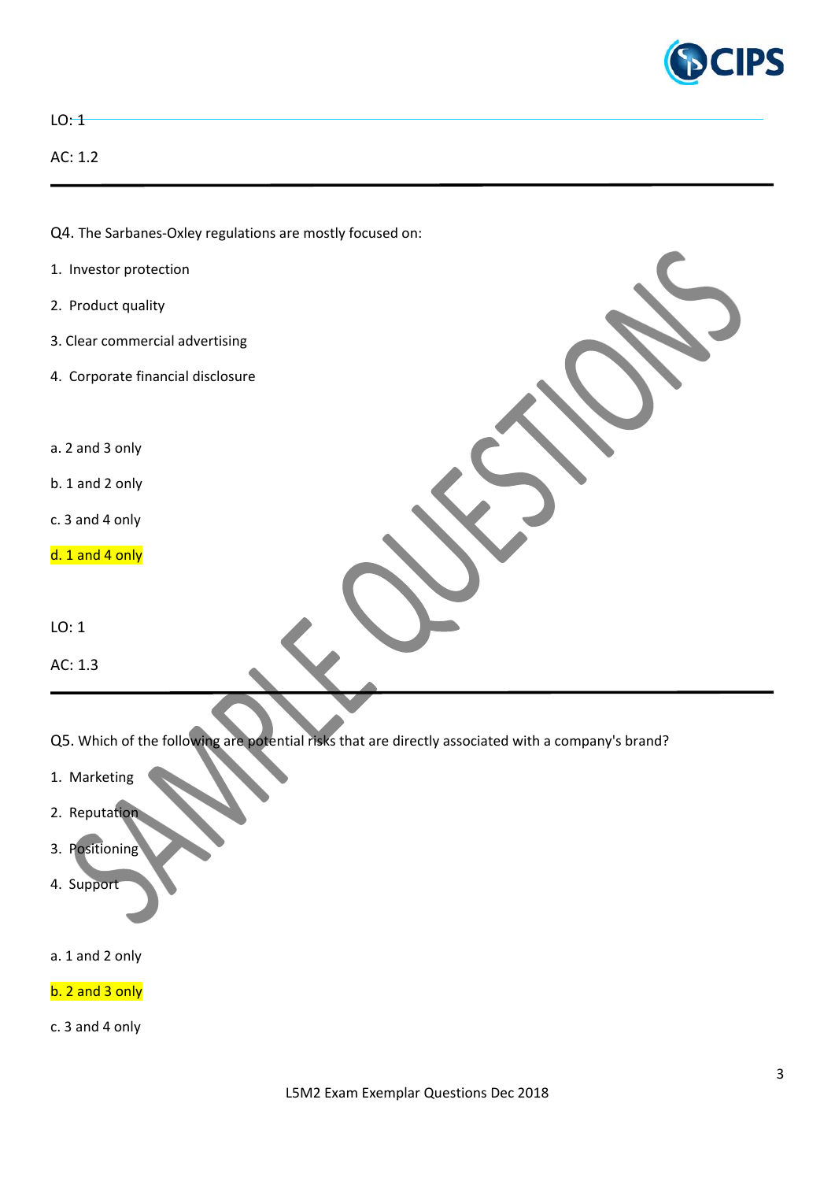LO: 1

AC: 1.2

---

Q4. The Sarbanes-Oxley regulations are mostly focused on:

1. Investor protection
2. Product quality
3. Clear commercial advertising
4. Corporate financial disclosure

a. 2 and 3 only

b. 1 and 2 only

c. 3 and 4 only

d. 1 and 4 only

LO: 1

AC: 1.3

---

Q5. Which of the following are potential risks that are directly associated with a company's brand?

1. Marketing
2. Reputation
3. Positioning
4. Support

a. 1 and 2 only

b. 2 and 3 only

c. 3 and 4 only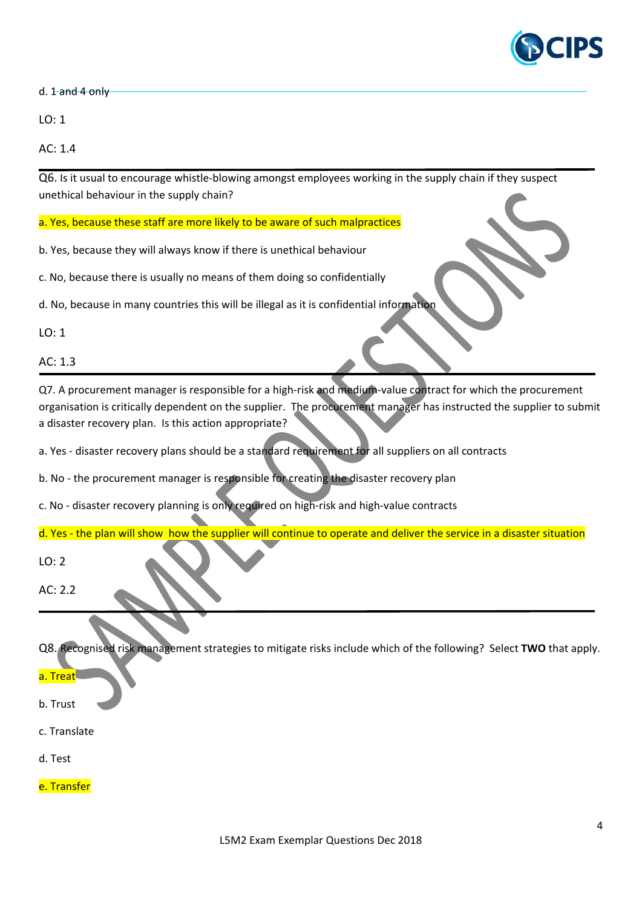d. ~~1 and 4 only~~

LO: 1

AC: 1.4

---

Q6. Is it usual to encourage whistle-blowing amongst employees working in the supply chain if they suspect unethical behaviour in the supply chain?

a. Yes, because these staff are more likely to be aware of such malpractices

b. Yes, because they will always know if there is unethical behaviour

c. No, because there is usually no means of them doing so confidentially

d. No, because in many countries this will be illegal as it is confidential information

LO: 1

AC: 1.3

---

Q7. A procurement manager is responsible for a high-risk and medium-value contract for which the procurement organisation is critically dependent on the supplier. The procurement manager has instructed the supplier to submit a disaster recovery plan. Is this action appropriate?

a. Yes - disaster recovery plans should be a standard requirement for all suppliers on all contracts

b. No - the procurement manager is responsible for creating the disaster recovery plan

c. No - disaster recovery planning is only required on high-risk and high-value contracts

d. Yes - the plan will show how the supplier will continue to operate and deliver the service in a disaster situation

LO: 2

AC: 2.2

---

Q8. Recognised risk management strategies to mitigate risks include which of the following? Select **TWO** that apply.

a. Treat

b. Trust

c. Translate

d. Test

e. Transfer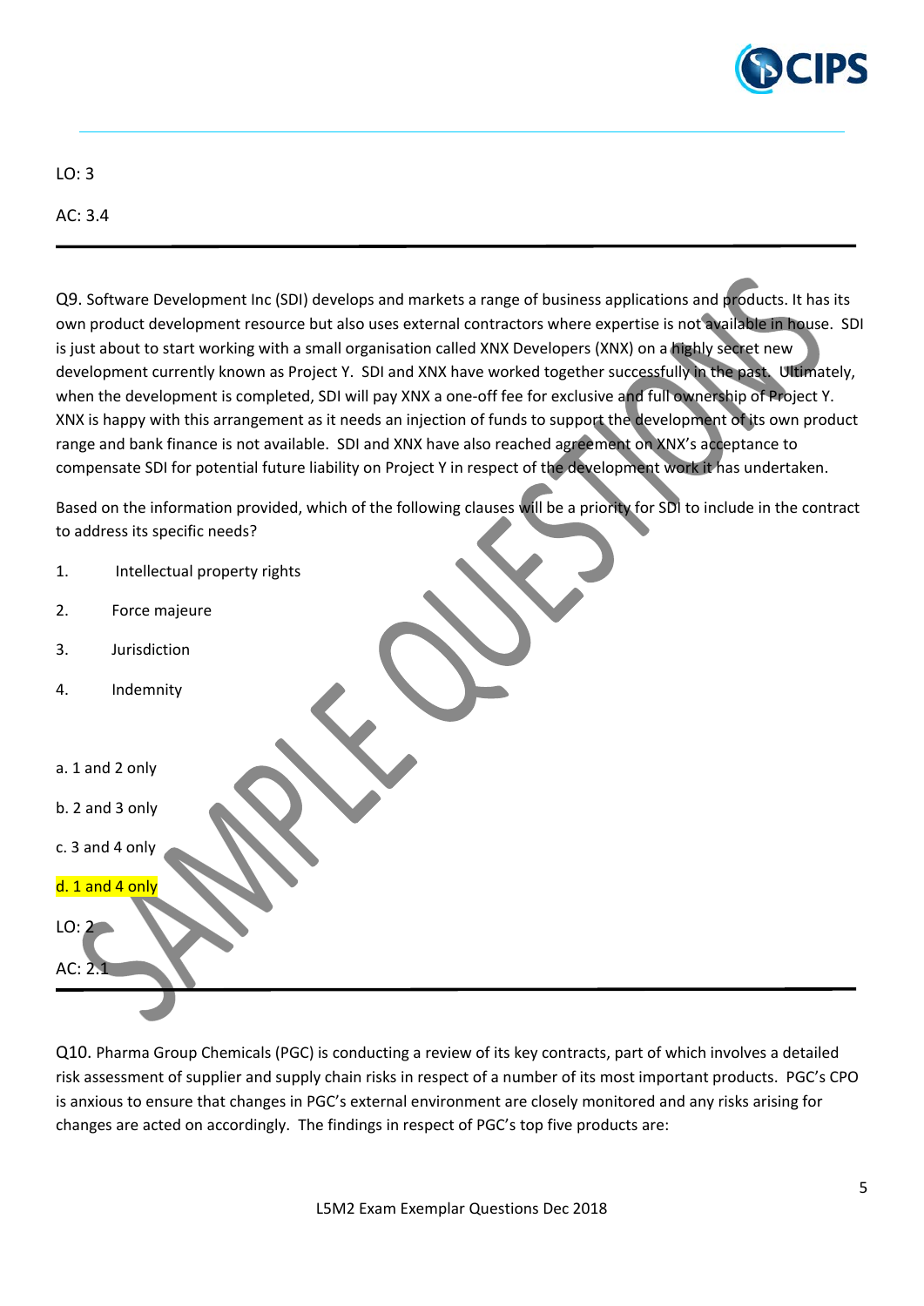LO: 3

AC: 3.4

---

Q9. Software Development Inc (SDI) develops and markets a range of business applications and products. It has its own product development resource but also uses external contractors where expertise is not available in house. SDI is just about to start working with a small organisation called XNX Developers (XNX) on a highly secret new development currently known as Project Y. SDI and XNX have worked together successfully in the past. Ultimately, when the development is completed, SDI will pay XNX a one-off fee for exclusive and full ownership of Project Y. XNX is happy with this arrangement as it needs an injection of funds to support the development of its own product range and bank finance is not available. SDI and XNX have also reached agreement on XNX's acceptance to compensate SDI for potential future liability on Project Y in respect of the development work it has undertaken.

Based on the information provided, which of the following clauses will be a priority for SDI to include in the contract to address its specific needs?

1. Intellectual property rights
2. Force majeure
3. Jurisdiction
4. Indemnity

a. 1 and 2 only

b. 2 and 3 only

c. 3 and 4 only

d. 1 and 4 only

LO: 2

AC: 2.1

---

Q10. Pharma Group Chemicals (PGC) is conducting a review of its key contracts, part of which involves a detailed risk assessment of supplier and supply chain risks in respect of a number of its most important products. PGC's CPO is anxious to ensure that changes in PGC's external environment are closely monitored and any risks arising for changes are acted on accordingly. The findings in respect of PGC's top five products are: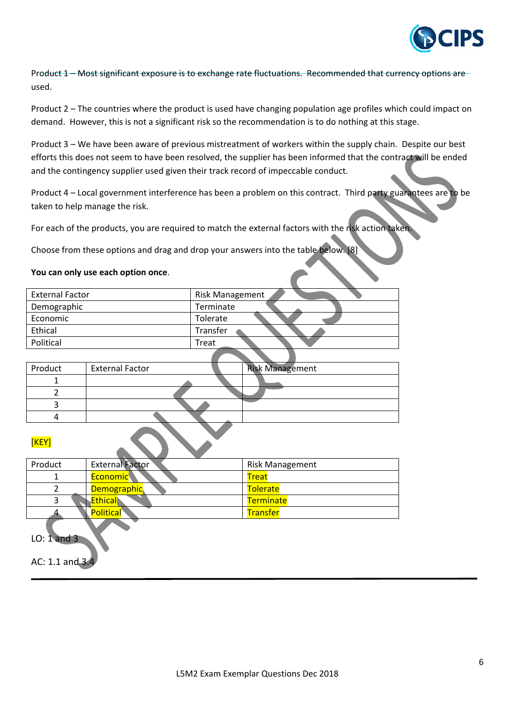Product 1 – Most significant exposure is to exchange rate fluctuations. Recommended that currency options are used.

Product 2 – The countries where the product is used have changing population age profiles which could impact on demand. However, this is not a significant risk so the recommendation is to do nothing at this stage.

Product 3 – We have been aware of previous mistreatment of workers within the supply chain. Despite our best efforts this does not seem to have been resolved, the supplier has been informed that the contract will be ended and the contingency supplier used given their track record of impeccable conduct.

Product 4 – Local government interference has been a problem on this contract. Third party guarantees are to be taken to help manage the risk.

For each of the products, you are required to match the external factors with the risk action taken.

Choose from these options and drag and drop your answers into the table below. [8]

**You can only use each option once**.

| External Factor | Risk Management |
|---|---|
| Demographic | Terminate |
| Economic | Tolerate |
| Ethical | Transfer |
| Political | Treat |

| Product | External Factor | Risk Management |
|---|---|---|
| 1 | | |
| 2 | | |
| 3 | | |
| 4 | | |

[KEY]

| Product | External Factor | Risk Management |
|---|---|---|
| 1 | Economic | Treat |
| 2 | Demographic | Tolerate |
| 3 | Ethical | Terminate |
| 4 | Political | Transfer |

LO: 1 and 3

AC: 1.1 and 3.4